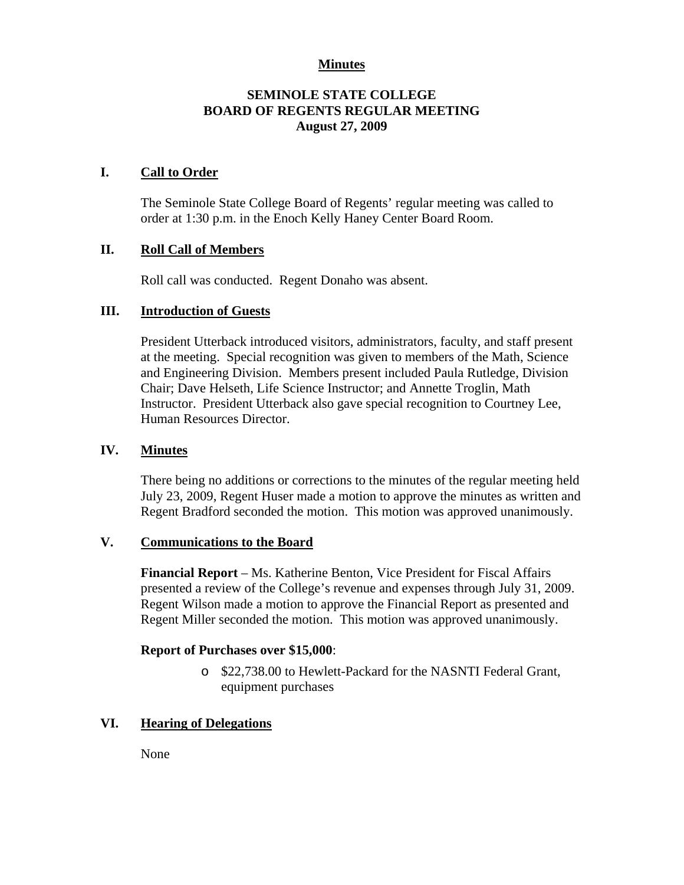**Minutes**

# SEMINOLE STATE COLLEGE
# BOARD OF REGENTS REGULAR MEETING
# August 27, 2009

## I. Call to Order

The Seminole State College Board of Regents' regular meeting was called to order at 1:30 p.m. in the Enoch Kelly Haney Center Board Room.

## II. Roll Call of Members

Roll call was conducted. Regent Donaho was absent.

## III. Introduction of Guests

President Utterback introduced visitors, administrators, faculty, and staff present at the meeting. Special recognition was given to members of the Math, Science and Engineering Division. Members present included Paula Rutledge, Division Chair; Dave Helseth, Life Science Instructor; and Annette Troglin, Math Instructor. President Utterback also gave special recognition to Courtney Lee, Human Resources Director.

## IV. Minutes

There being no additions or corrections to the minutes of the regular meeting held July 23, 2009, Regent Huser made a motion to approve the minutes as written and Regent Bradford seconded the motion. This motion was approved unanimously.

## V. Communications to the Board

**Financial Report** – Ms. Katherine Benton, Vice President for Fiscal Affairs presented a review of the College's revenue and expenses through July 31, 2009. Regent Wilson made a motion to approve the Financial Report as presented and Regent Miller seconded the motion. This motion was approved unanimously.

**Report of Purchases over $15,000**:

- $22,738.00 to Hewlett-Packard for the NASNTI Federal Grant, equipment purchases

## VI. Hearing of Delegations

None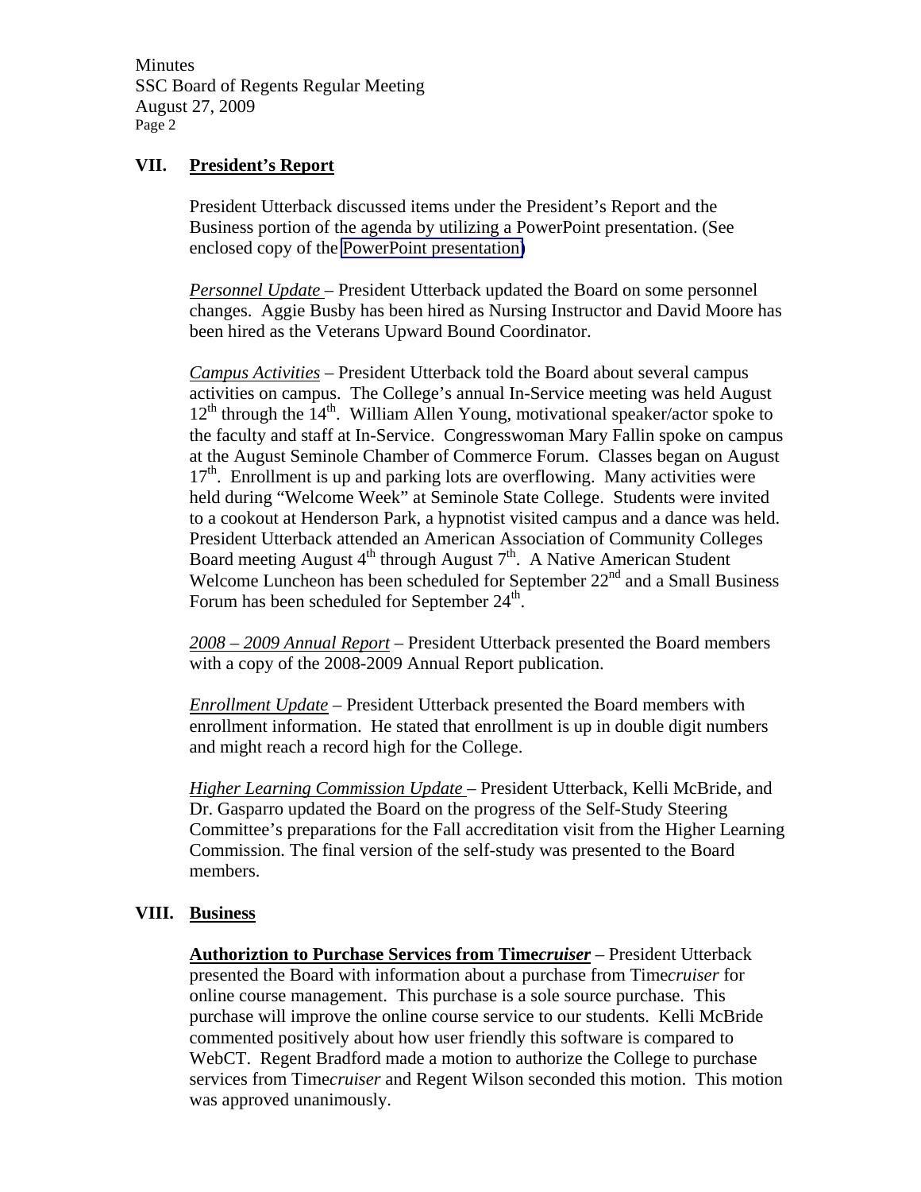## VII. President's Report

President Utterback discussed items under the President's Report and the Business portion of the agenda by utilizing a PowerPoint presentation. (See enclosed copy of the PowerPoint presentation)

*Personnel Update* – President Utterback updated the Board on some personnel changes. Aggie Busby has been hired as Nursing Instructor and David Moore has been hired as the Veterans Upward Bound Coordinator.

*Campus Activities* – President Utterback told the Board about several campus activities on campus. The College's annual In-Service meeting was held August 12th through the 14th. William Allen Young, motivational speaker/actor spoke to the faculty and staff at In-Service. Congresswoman Mary Fallin spoke on campus at the August Seminole Chamber of Commerce Forum. Classes began on August 17th. Enrollment is up and parking lots are overflowing. Many activities were held during "Welcome Week" at Seminole State College. Students were invited to a cookout at Henderson Park, a hypnotist visited campus and a dance was held. President Utterback attended an American Association of Community Colleges Board meeting August 4th through August 7th. A Native American Student Welcome Luncheon has been scheduled for September 22nd and a Small Business Forum has been scheduled for September 24th.

*2008 – 2009 Annual Report* – President Utterback presented the Board members with a copy of the 2008-2009 Annual Report publication.

*Enrollment Update* – President Utterback presented the Board members with enrollment information. He stated that enrollment is up in double digit numbers and might reach a record high for the College.

*Higher Learning Commission Update* – President Utterback, Kelli McBride, and Dr. Gasparro updated the Board on the progress of the Self-Study Steering Committee's preparations for the Fall accreditation visit from the Higher Learning Commission. The final version of the self-study was presented to the Board members.

## VIII. Business

**Authoriztion to Purchase Services from Time*cruiser*** – President Utterback presented the Board with information about a purchase from Time*cruiser* for online course management. This purchase is a sole source purchase. This purchase will improve the online course service to our students. Kelli McBride commented positively about how user friendly this software is compared to WebCT. Regent Bradford made a motion to authorize the College to purchase services from Time*cruiser* and Regent Wilson seconded this motion. This motion was approved unanimously.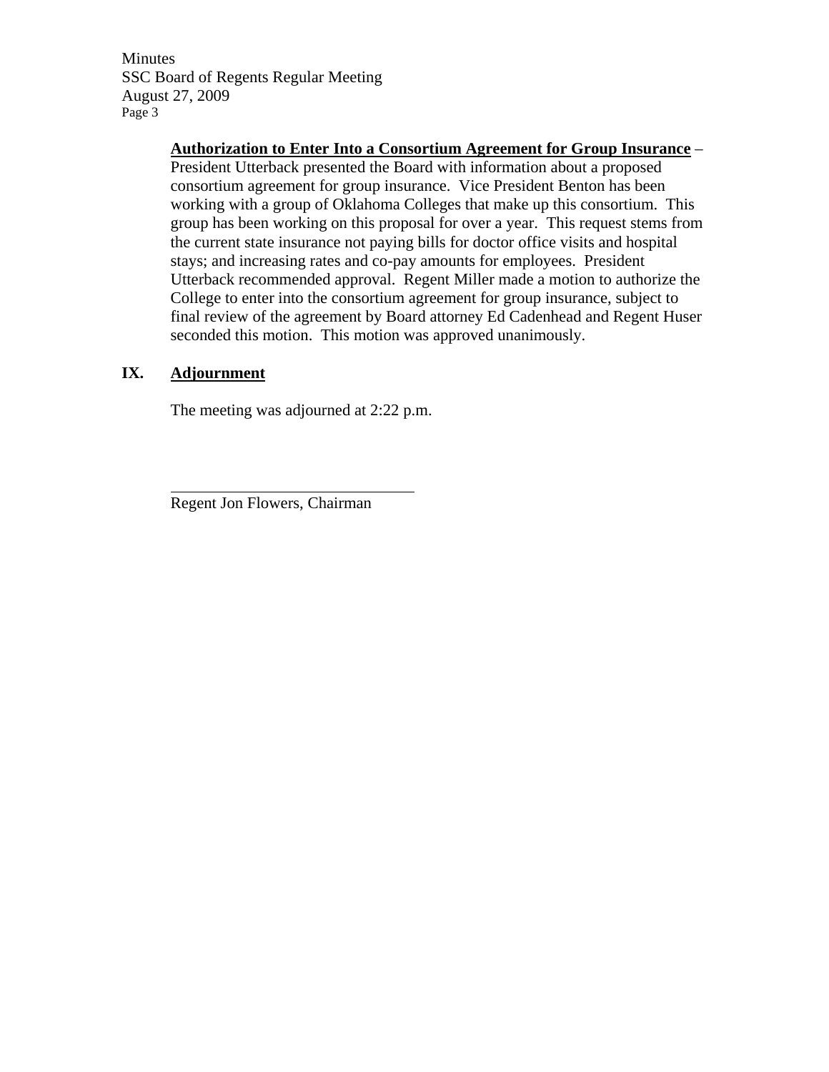**Authorization to Enter Into a Consortium Agreement for Group Insurance** – President Utterback presented the Board with information about a proposed consortium agreement for group insurance. Vice President Benton has been working with a group of Oklahoma Colleges that make up this consortium. This group has been working on this proposal for over a year. This request stems from the current state insurance not paying bills for doctor office visits and hospital stays; and increasing rates and co-pay amounts for employees. President Utterback recommended approval. Regent Miller made a motion to authorize the College to enter into the consortium agreement for group insurance, subject to final review of the agreement by Board attorney Ed Cadenhead and Regent Huser seconded this motion. This motion was approved unanimously.

## IX. Adjournment

The meeting was adjourned at 2:22 p.m.

\_\_\_\_\_\_\_\_\_\_\_\_\_\_\_\_\_\_\_\_\_\_\_\_\_\_\_\_\_\_\_\_

Regent Jon Flowers, Chairman